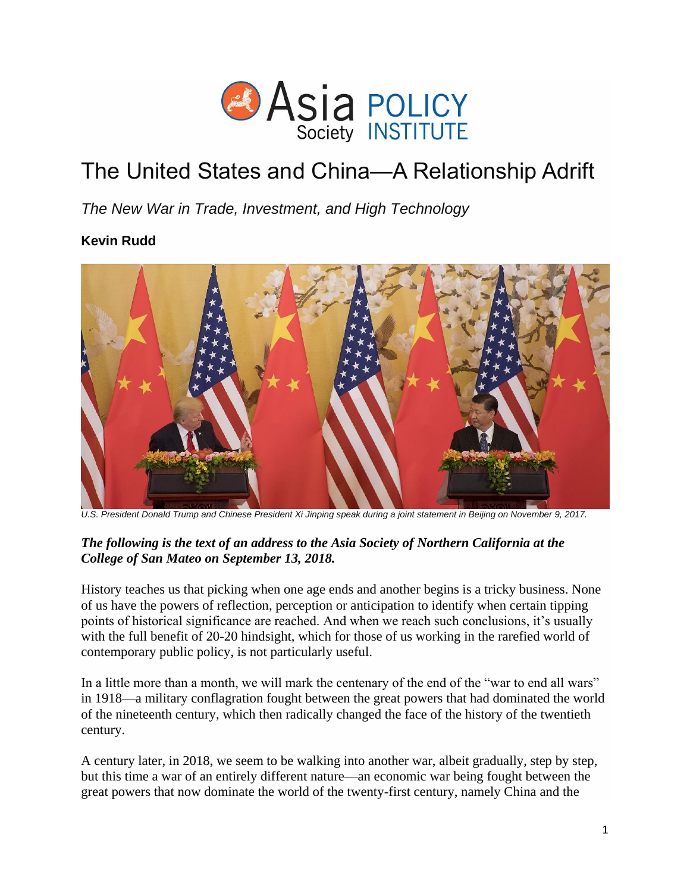# The United States and China—A Relationship Adrift

*The New War in Trade, Investment, and High Technology*

**Kevin Rudd**

*U.S. President Donald Trump and Chinese President Xi Jinping speak during a joint statement in Beijing on November 9, 2017.*

***The following is the text of an address to the Asia Society of Northern California at the College of San Mateo on September 13, 2018.***

History teaches us that picking when one age ends and another begins is a tricky business. None of us have the powers of reflection, perception or anticipation to identify when certain tipping points of historical significance are reached. And when we reach such conclusions, it's usually with the full benefit of 20-20 hindsight, which for those of us working in the rarefied world of contemporary public policy, is not particularly useful.

In a little more than a month, we will mark the centenary of the end of the "war to end all wars" in 1918—a military conflagration fought between the great powers that had dominated the world of the nineteenth century, which then radically changed the face of the history of the twentieth century.

A century later, in 2018, we seem to be walking into another war, albeit gradually, step by step, but this time a war of an entirely different nature—an economic war being fought between the great powers that now dominate the world of the twenty-first century, namely China and the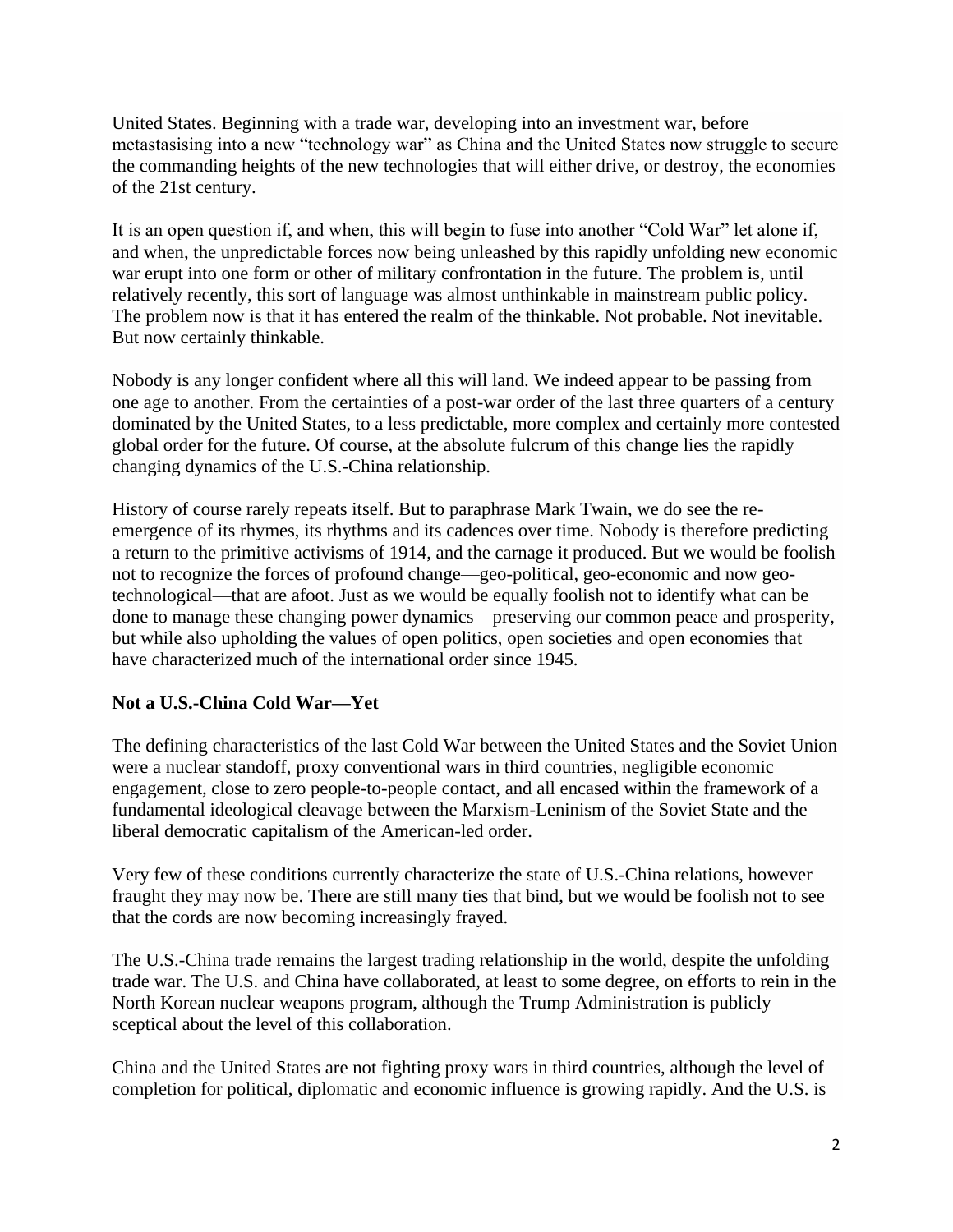United States. Beginning with a trade war, developing into an investment war, before metastasising into a new "technology war" as China and the United States now struggle to secure the commanding heights of the new technologies that will either drive, or destroy, the economies of the 21st century.

It is an open question if, and when, this will begin to fuse into another "Cold War" let alone if, and when, the unpredictable forces now being unleashed by this rapidly unfolding new economic war erupt into one form or other of military confrontation in the future. The problem is, until relatively recently, this sort of language was almost unthinkable in mainstream public policy. The problem now is that it has entered the realm of the thinkable. Not probable. Not inevitable. But now certainly thinkable.

Nobody is any longer confident where all this will land. We indeed appear to be passing from one age to another. From the certainties of a post-war order of the last three quarters of a century dominated by the United States, to a less predictable, more complex and certainly more contested global order for the future. Of course, at the absolute fulcrum of this change lies the rapidly changing dynamics of the U.S.-China relationship.

History of course rarely repeats itself. But to paraphrase Mark Twain, we do see the re-emergence of its rhymes, its rhythms and its cadences over time. Nobody is therefore predicting a return to the primitive activisms of 1914, and the carnage it produced. But we would be foolish not to recognize the forces of profound change—geo-political, geo-economic and now geo-technological—that are afoot. Just as we would be equally foolish not to identify what can be done to manage these changing power dynamics—preserving our common peace and prosperity, but while also upholding the values of open politics, open societies and open economies that have characterized much of the international order since 1945.

**Not a U.S.-China Cold War—Yet**

The defining characteristics of the last Cold War between the United States and the Soviet Union were a nuclear standoff, proxy conventional wars in third countries, negligible economic engagement, close to zero people-to-people contact, and all encased within the framework of a fundamental ideological cleavage between the Marxism-Leninism of the Soviet State and the liberal democratic capitalism of the American-led order.

Very few of these conditions currently characterize the state of U.S.-China relations, however fraught they may now be. There are still many ties that bind, but we would be foolish not to see that the cords are now becoming increasingly frayed.

The U.S.-China trade remains the largest trading relationship in the world, despite the unfolding trade war. The U.S. and China have collaborated, at least to some degree, on efforts to rein in the North Korean nuclear weapons program, although the Trump Administration is publicly sceptical about the level of this collaboration.

China and the United States are not fighting proxy wars in third countries, although the level of completion for political, diplomatic and economic influence is growing rapidly. And the U.S. is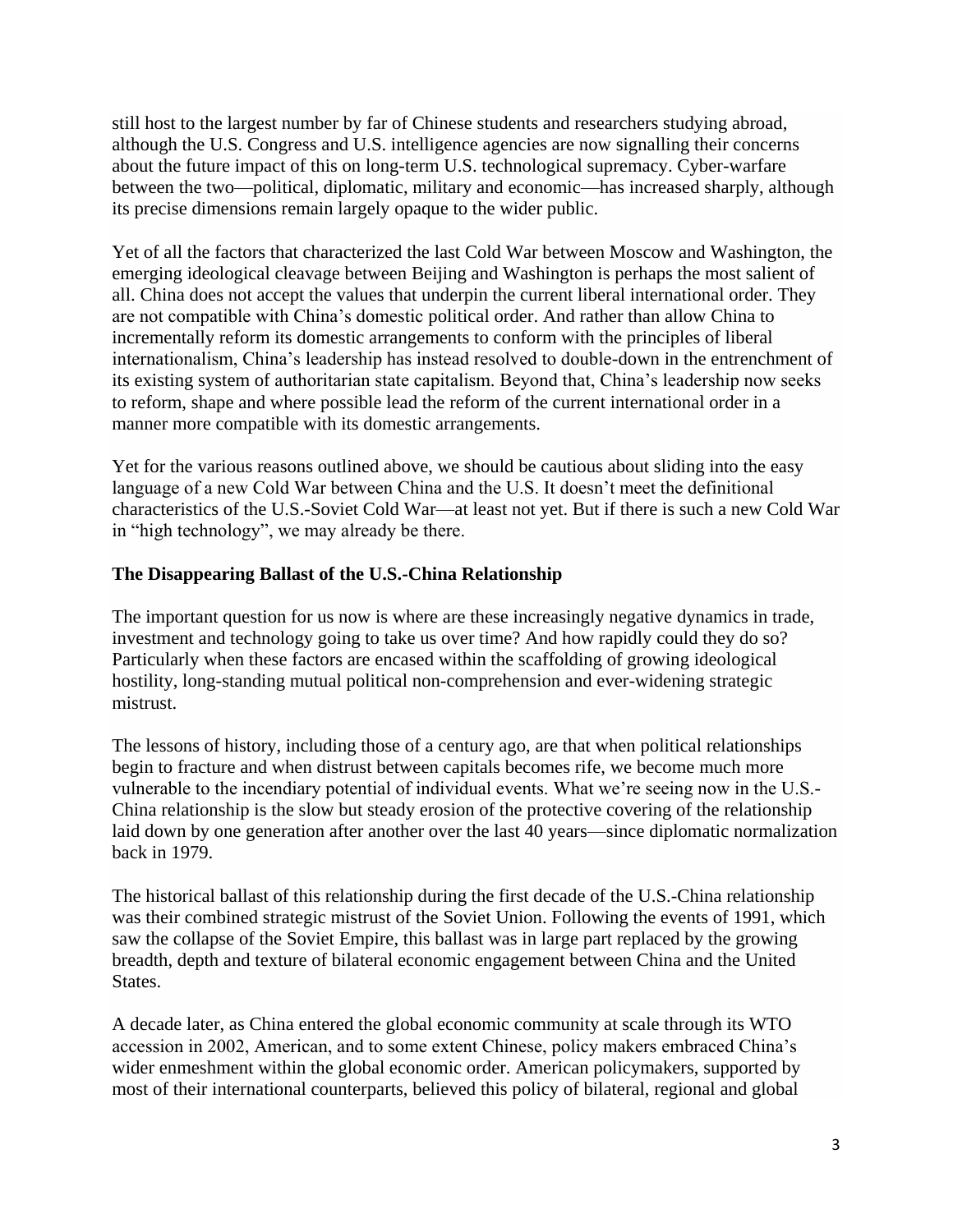still host to the largest number by far of Chinese students and researchers studying abroad, although the U.S. Congress and U.S. intelligence agencies are now signalling their concerns about the future impact of this on long-term U.S. technological supremacy. Cyber-warfare between the two—political, diplomatic, military and economic—has increased sharply, although its precise dimensions remain largely opaque to the wider public.

Yet of all the factors that characterized the last Cold War between Moscow and Washington, the emerging ideological cleavage between Beijing and Washington is perhaps the most salient of all. China does not accept the values that underpin the current liberal international order. They are not compatible with China's domestic political order. And rather than allow China to incrementally reform its domestic arrangements to conform with the principles of liberal internationalism, China's leadership has instead resolved to double-down in the entrenchment of its existing system of authoritarian state capitalism. Beyond that, China's leadership now seeks to reform, shape and where possible lead the reform of the current international order in a manner more compatible with its domestic arrangements.

Yet for the various reasons outlined above, we should be cautious about sliding into the easy language of a new Cold War between China and the U.S. It doesn't meet the definitional characteristics of the U.S.-Soviet Cold War—at least not yet. But if there is such a new Cold War in "high technology", we may already be there.

## The Disappearing Ballast of the U.S.-China Relationship

The important question for us now is where are these increasingly negative dynamics in trade, investment and technology going to take us over time? And how rapidly could they do so? Particularly when these factors are encased within the scaffolding of growing ideological hostility, long-standing mutual political non-comprehension and ever-widening strategic mistrust.

The lessons of history, including those of a century ago, are that when political relationships begin to fracture and when distrust between capitals becomes rife, we become much more vulnerable to the incendiary potential of individual events. What we're seeing now in the U.S.-China relationship is the slow but steady erosion of the protective covering of the relationship laid down by one generation after another over the last 40 years—since diplomatic normalization back in 1979.

The historical ballast of this relationship during the first decade of the U.S.-China relationship was their combined strategic mistrust of the Soviet Union. Following the events of 1991, which saw the collapse of the Soviet Empire, this ballast was in large part replaced by the growing breadth, depth and texture of bilateral economic engagement between China and the United States.

A decade later, as China entered the global economic community at scale through its WTO accession in 2002, American, and to some extent Chinese, policy makers embraced China's wider enmeshment within the global economic order. American policymakers, supported by most of their international counterparts, believed this policy of bilateral, regional and global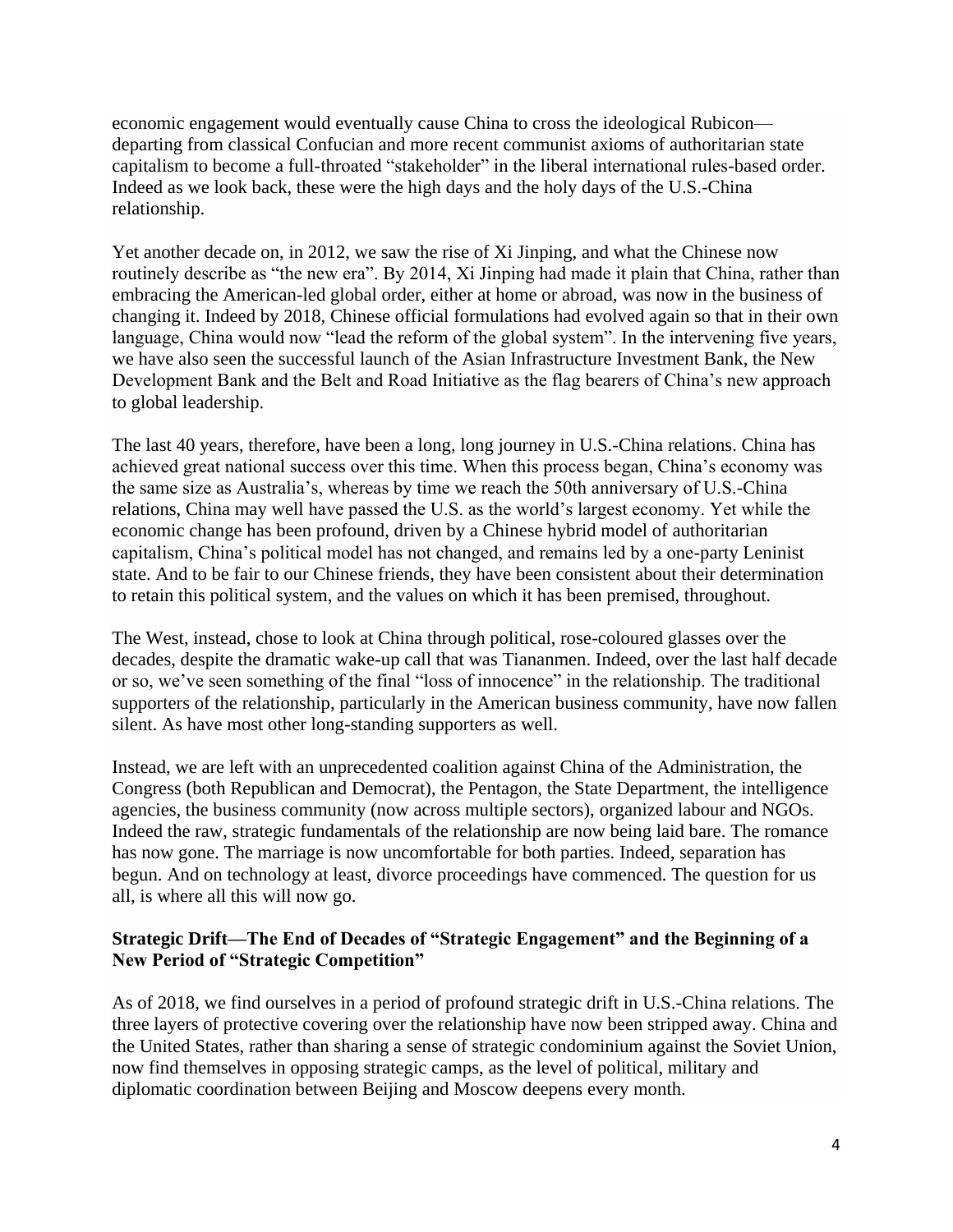economic engagement would eventually cause China to cross the ideological Rubicon—departing from classical Confucian and more recent communist axioms of authoritarian state capitalism to become a full-throated "stakeholder" in the liberal international rules-based order. Indeed as we look back, these were the high days and the holy days of the U.S.-China relationship.

Yet another decade on, in 2012, we saw the rise of Xi Jinping, and what the Chinese now routinely describe as "the new era". By 2014, Xi Jinping had made it plain that China, rather than embracing the American-led global order, either at home or abroad, was now in the business of changing it. Indeed by 2018, Chinese official formulations had evolved again so that in their own language, China would now "lead the reform of the global system". In the intervening five years, we have also seen the successful launch of the Asian Infrastructure Investment Bank, the New Development Bank and the Belt and Road Initiative as the flag bearers of China's new approach to global leadership.

The last 40 years, therefore, have been a long, long journey in U.S.-China relations. China has achieved great national success over this time. When this process began, China's economy was the same size as Australia's, whereas by time we reach the 50th anniversary of U.S.-China relations, China may well have passed the U.S. as the world's largest economy. Yet while the economic change has been profound, driven by a Chinese hybrid model of authoritarian capitalism, China's political model has not changed, and remains led by a one-party Leninist state. And to be fair to our Chinese friends, they have been consistent about their determination to retain this political system, and the values on which it has been premised, throughout.

The West, instead, chose to look at China through political, rose-coloured glasses over the decades, despite the dramatic wake-up call that was Tiananmen. Indeed, over the last half decade or so, we've seen something of the final "loss of innocence" in the relationship. The traditional supporters of the relationship, particularly in the American business community, have now fallen silent. As have most other long-standing supporters as well.

Instead, we are left with an unprecedented coalition against China of the Administration, the Congress (both Republican and Democrat), the Pentagon, the State Department, the intelligence agencies, the business community (now across multiple sectors), organized labour and NGOs. Indeed the raw, strategic fundamentals of the relationship are now being laid bare. The romance has now gone. The marriage is now uncomfortable for both parties. Indeed, separation has begun. And on technology at least, divorce proceedings have commenced. The question for us all, is where all this will now go.

**Strategic Drift—The End of Decades of "Strategic Engagement" and the Beginning of a New Period of "Strategic Competition"**

As of 2018, we find ourselves in a period of profound strategic drift in U.S.-China relations. The three layers of protective covering over the relationship have now been stripped away. China and the United States, rather than sharing a sense of strategic condominium against the Soviet Union, now find themselves in opposing strategic camps, as the level of political, military and diplomatic coordination between Beijing and Moscow deepens every month.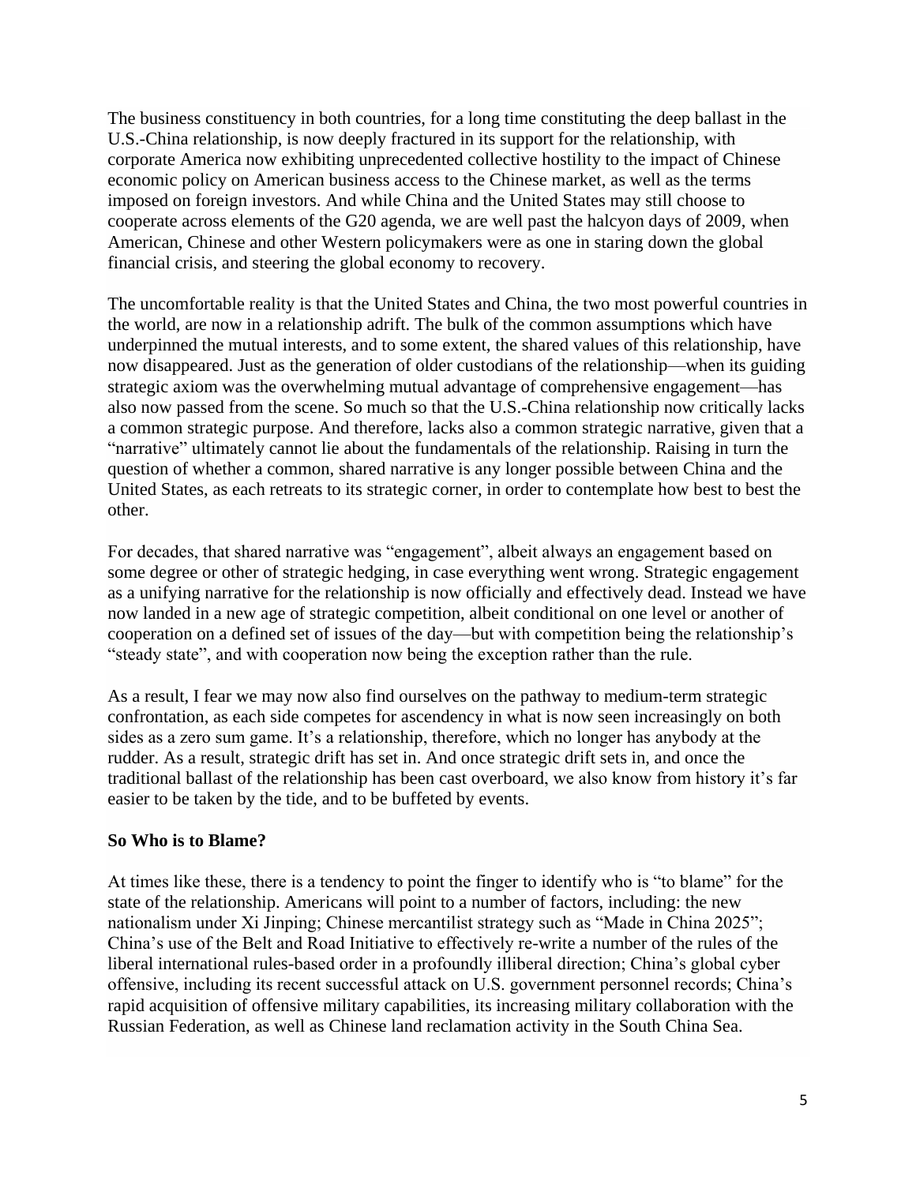The business constituency in both countries, for a long time constituting the deep ballast in the U.S.-China relationship, is now deeply fractured in its support for the relationship, with corporate America now exhibiting unprecedented collective hostility to the impact of Chinese economic policy on American business access to the Chinese market, as well as the terms imposed on foreign investors. And while China and the United States may still choose to cooperate across elements of the G20 agenda, we are well past the halcyon days of 2009, when American, Chinese and other Western policymakers were as one in staring down the global financial crisis, and steering the global economy to recovery.

The uncomfortable reality is that the United States and China, the two most powerful countries in the world, are now in a relationship adrift. The bulk of the common assumptions which have underpinned the mutual interests, and to some extent, the shared values of this relationship, have now disappeared. Just as the generation of older custodians of the relationship—when its guiding strategic axiom was the overwhelming mutual advantage of comprehensive engagement—has also now passed from the scene. So much so that the U.S.-China relationship now critically lacks a common strategic purpose. And therefore, lacks also a common strategic narrative, given that a "narrative" ultimately cannot lie about the fundamentals of the relationship. Raising in turn the question of whether a common, shared narrative is any longer possible between China and the United States, as each retreats to its strategic corner, in order to contemplate how best to best the other.

For decades, that shared narrative was "engagement", albeit always an engagement based on some degree or other of strategic hedging, in case everything went wrong. Strategic engagement as a unifying narrative for the relationship is now officially and effectively dead. Instead we have now landed in a new age of strategic competition, albeit conditional on one level or another of cooperation on a defined set of issues of the day—but with competition being the relationship's "steady state", and with cooperation now being the exception rather than the rule.

As a result, I fear we may now also find ourselves on the pathway to medium-term strategic confrontation, as each side competes for ascendency in what is now seen increasingly on both sides as a zero sum game. It's a relationship, therefore, which no longer has anybody at the rudder. As a result, strategic drift has set in. And once strategic drift sets in, and once the traditional ballast of the relationship has been cast overboard, we also know from history it's far easier to be taken by the tide, and to be buffeted by events.

**So Who is to Blame?**

At times like these, there is a tendency to point the finger to identify who is "to blame" for the state of the relationship. Americans will point to a number of factors, including: the new nationalism under Xi Jinping; Chinese mercantilist strategy such as "Made in China 2025"; China's use of the Belt and Road Initiative to effectively re-write a number of the rules of the liberal international rules-based order in a profoundly illiberal direction; China's global cyber offensive, including its recent successful attack on U.S. government personnel records; China's rapid acquisition of offensive military capabilities, its increasing military collaboration with the Russian Federation, as well as Chinese land reclamation activity in the South China Sea.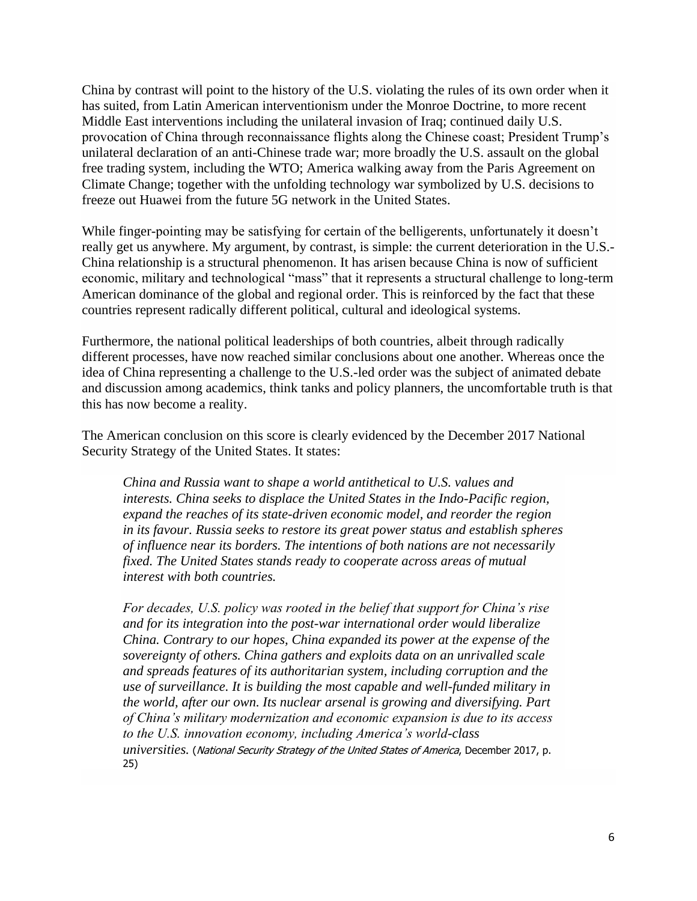China by contrast will point to the history of the U.S. violating the rules of its own order when it has suited, from Latin American interventionism under the Monroe Doctrine, to more recent Middle East interventions including the unilateral invasion of Iraq; continued daily U.S. provocation of China through reconnaissance flights along the Chinese coast; President Trump's unilateral declaration of an anti-Chinese trade war; more broadly the U.S. assault on the global free trading system, including the WTO; America walking away from the Paris Agreement on Climate Change; together with the unfolding technology war symbolized by U.S. decisions to freeze out Huawei from the future 5G network in the United States.

While finger-pointing may be satisfying for certain of the belligerents, unfortunately it doesn't really get us anywhere. My argument, by contrast, is simple: the current deterioration in the U.S.-China relationship is a structural phenomenon. It has arisen because China is now of sufficient economic, military and technological "mass" that it represents a structural challenge to long-term American dominance of the global and regional order. This is reinforced by the fact that these countries represent radically different political, cultural and ideological systems.

Furthermore, the national political leaderships of both countries, albeit through radically different processes, have now reached similar conclusions about one another. Whereas once the idea of China representing a challenge to the U.S.-led order was the subject of animated debate and discussion among academics, think tanks and policy planners, the uncomfortable truth is that this has now become a reality.

The American conclusion on this score is clearly evidenced by the December 2017 National Security Strategy of the United States. It states:

> *China and Russia want to shape a world antithetical to U.S. values and interests. China seeks to displace the United States in the Indo-Pacific region, expand the reaches of its state-driven economic model, and reorder the region in its favour. Russia seeks to restore its great power status and establish spheres of influence near its borders. The intentions of both nations are not necessarily fixed. The United States stands ready to cooperate across areas of mutual interest with both countries.*
>
> *For decades, U.S. policy was rooted in the belief that support for China's rise and for its integration into the post-war international order would liberalize China. Contrary to our hopes, China expanded its power at the expense of the sovereignty of others. China gathers and exploits data on an unrivalled scale and spreads features of its authoritarian system, including corruption and the use of surveillance. It is building the most capable and well-funded military in the world, after our own. Its nuclear arsenal is growing and diversifying. Part of China's military modernization and economic expansion is due to its access to the U.S. innovation economy, including America's world-class universities.* (*National Security Strategy of the United States of America*, December 2017, p. 25)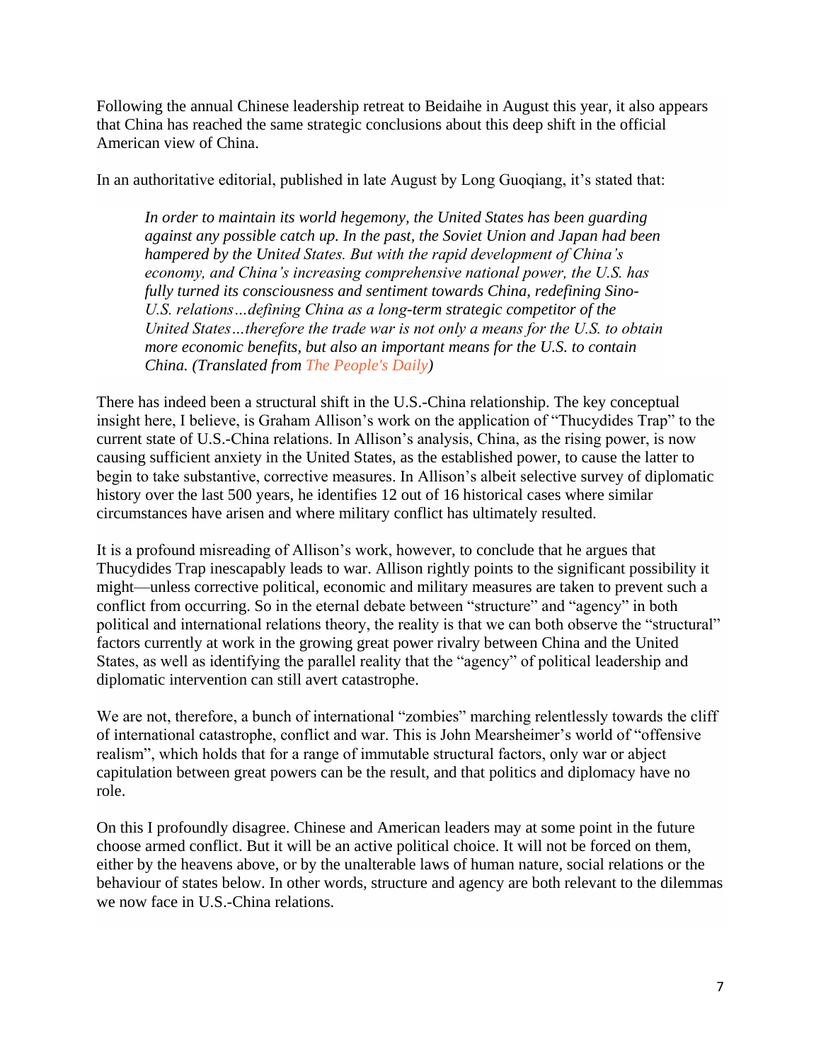Following the annual Chinese leadership retreat to Beidaihe in August this year, it also appears that China has reached the same strategic conclusions about this deep shift in the official American view of China.

In an authoritative editorial, published in late August by Long Guoqiang, it's stated that:

> *In order to maintain its world hegemony, the United States has been guarding against any possible catch up. In the past, the Soviet Union and Japan had been hampered by the United States. But with the rapid development of China's economy, and China's increasing comprehensive national power, the U.S. has fully turned its consciousness and sentiment towards China, redefining Sino-U.S. relations…defining China as a long-term strategic competitor of the United States…therefore the trade war is not only a means for the U.S. to obtain more economic benefits, but also an important means for the U.S. to contain China. (Translated from The People's Daily)*

There has indeed been a structural shift in the U.S.-China relationship. The key conceptual insight here, I believe, is Graham Allison's work on the application of "Thucydides Trap" to the current state of U.S.-China relations. In Allison's analysis, China, as the rising power, is now causing sufficient anxiety in the United States, as the established power, to cause the latter to begin to take substantive, corrective measures. In Allison's albeit selective survey of diplomatic history over the last 500 years, he identifies 12 out of 16 historical cases where similar circumstances have arisen and where military conflict has ultimately resulted.

It is a profound misreading of Allison's work, however, to conclude that he argues that Thucydides Trap inescapably leads to war. Allison rightly points to the significant possibility it might—unless corrective political, economic and military measures are taken to prevent such a conflict from occurring. So in the eternal debate between "structure" and "agency" in both political and international relations theory, the reality is that we can both observe the "structural" factors currently at work in the growing great power rivalry between China and the United States, as well as identifying the parallel reality that the "agency" of political leadership and diplomatic intervention can still avert catastrophe.

We are not, therefore, a bunch of international "zombies" marching relentlessly towards the cliff of international catastrophe, conflict and war. This is John Mearsheimer's world of "offensive realism", which holds that for a range of immutable structural factors, only war or abject capitulation between great powers can be the result, and that politics and diplomacy have no role.

On this I profoundly disagree. Chinese and American leaders may at some point in the future choose armed conflict. But it will be an active political choice. It will not be forced on them, either by the heavens above, or by the unalterable laws of human nature, social relations or the behaviour of states below. In other words, structure and agency are both relevant to the dilemmas we now face in U.S.-China relations.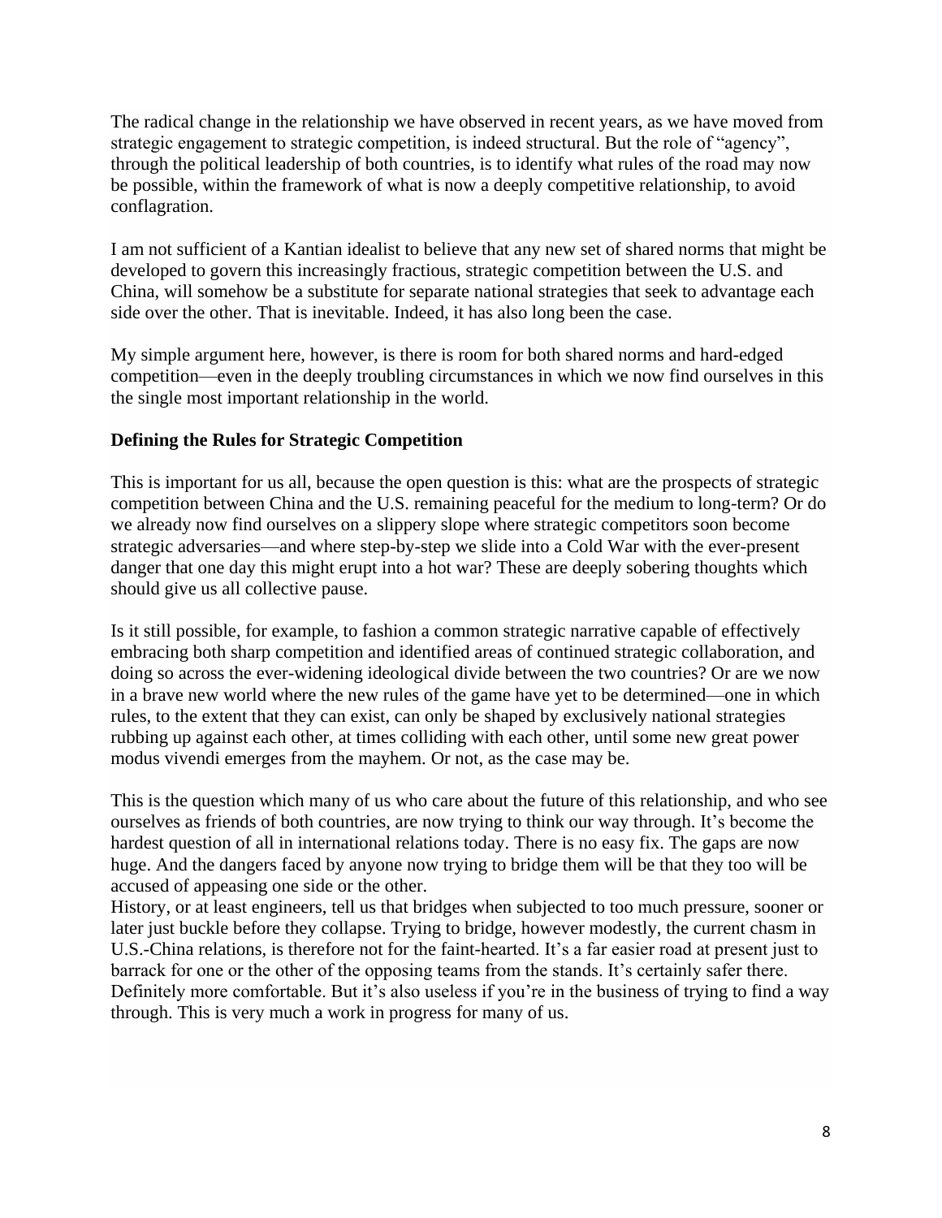The radical change in the relationship we have observed in recent years, as we have moved from strategic engagement to strategic competition, is indeed structural. But the role of "agency", through the political leadership of both countries, is to identify what rules of the road may now be possible, within the framework of what is now a deeply competitive relationship, to avoid conflagration.

I am not sufficient of a Kantian idealist to believe that any new set of shared norms that might be developed to govern this increasingly fractious, strategic competition between the U.S. and China, will somehow be a substitute for separate national strategies that seek to advantage each side over the other. That is inevitable. Indeed, it has also long been the case.

My simple argument here, however, is there is room for both shared norms and hard-edged competition—even in the deeply troubling circumstances in which we now find ourselves in this the single most important relationship in the world.

**Defining the Rules for Strategic Competition**

This is important for us all, because the open question is this: what are the prospects of strategic competition between China and the U.S. remaining peaceful for the medium to long-term? Or do we already now find ourselves on a slippery slope where strategic competitors soon become strategic adversaries—and where step-by-step we slide into a Cold War with the ever-present danger that one day this might erupt into a hot war? These are deeply sobering thoughts which should give us all collective pause.

Is it still possible, for example, to fashion a common strategic narrative capable of effectively embracing both sharp competition and identified areas of continued strategic collaboration, and doing so across the ever-widening ideological divide between the two countries? Or are we now in a brave new world where the new rules of the game have yet to be determined—one in which rules, to the extent that they can exist, can only be shaped by exclusively national strategies rubbing up against each other, at times colliding with each other, until some new great power modus vivendi emerges from the mayhem. Or not, as the case may be.

This is the question which many of us who care about the future of this relationship, and who see ourselves as friends of both countries, are now trying to think our way through. It's become the hardest question of all in international relations today. There is no easy fix. The gaps are now huge. And the dangers faced by anyone now trying to bridge them will be that they too will be accused of appeasing one side or the other.

History, or at least engineers, tell us that bridges when subjected to too much pressure, sooner or later just buckle before they collapse. Trying to bridge, however modestly, the current chasm in U.S.-China relations, is therefore not for the faint-hearted. It's a far easier road at present just to barrack for one or the other of the opposing teams from the stands. It's certainly safer there. Definitely more comfortable. But it's also useless if you're in the business of trying to find a way through. This is very much a work in progress for many of us.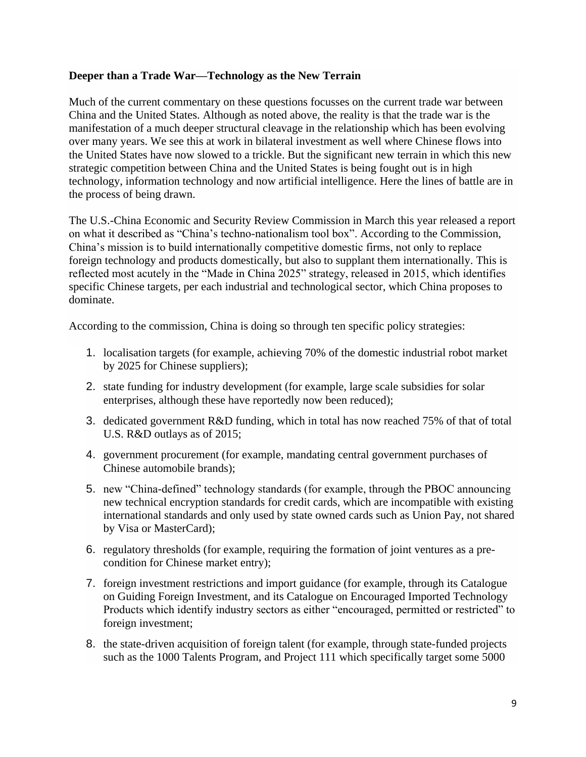**Deeper than a Trade War—Technology as the New Terrain**

Much of the current commentary on these questions focusses on the current trade war between China and the United States. Although as noted above, the reality is that the trade war is the manifestation of a much deeper structural cleavage in the relationship which has been evolving over many years. We see this at work in bilateral investment as well where Chinese flows into the United States have now slowed to a trickle. But the significant new terrain in which this new strategic competition between China and the United States is being fought out is in high technology, information technology and now artificial intelligence. Here the lines of battle are in the process of being drawn.

The U.S.-China Economic and Security Review Commission in March this year released a report on what it described as "China's techno-nationalism tool box". According to the Commission, China's mission is to build internationally competitive domestic firms, not only to replace foreign technology and products domestically, but also to supplant them internationally. This is reflected most acutely in the "Made in China 2025" strategy, released in 2015, which identifies specific Chinese targets, per each industrial and technological sector, which China proposes to dominate.

According to the commission, China is doing so through ten specific policy strategies:

1. localisation targets (for example, achieving 70% of the domestic industrial robot market by 2025 for Chinese suppliers);
2. state funding for industry development (for example, large scale subsidies for solar enterprises, although these have reportedly now been reduced);
3. dedicated government R&D funding, which in total has now reached 75% of that of total U.S. R&D outlays as of 2015;
4. government procurement (for example, mandating central government purchases of Chinese automobile brands);
5. new "China-defined" technology standards (for example, through the PBOC announcing new technical encryption standards for credit cards, which are incompatible with existing international standards and only used by state owned cards such as Union Pay, not shared by Visa or MasterCard);
6. regulatory thresholds (for example, requiring the formation of joint ventures as a pre-condition for Chinese market entry);
7. foreign investment restrictions and import guidance (for example, through its Catalogue on Guiding Foreign Investment, and its Catalogue on Encouraged Imported Technology Products which identify industry sectors as either "encouraged, permitted or restricted" to foreign investment;
8. the state-driven acquisition of foreign talent (for example, through state-funded projects such as the 1000 Talents Program, and Project 111 which specifically target some 5000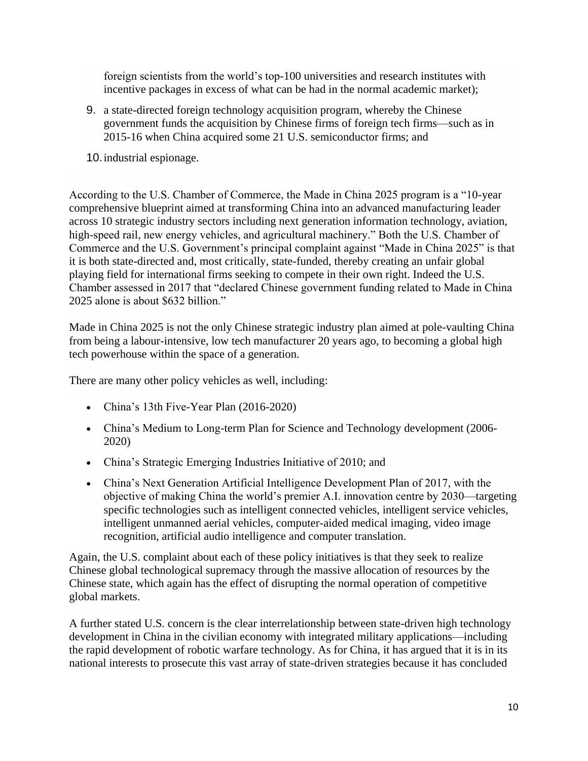foreign scientists from the world's top-100 universities and research institutes with incentive packages in excess of what can be had in the normal academic market);

9. a state-directed foreign technology acquisition program, whereby the Chinese government funds the acquisition by Chinese firms of foreign tech firms—such as in 2015-16 when China acquired some 21 U.S. semiconductor firms; and
10. industrial espionage.

According to the U.S. Chamber of Commerce, the Made in China 2025 program is a "10-year comprehensive blueprint aimed at transforming China into an advanced manufacturing leader across 10 strategic industry sectors including next generation information technology, aviation, high-speed rail, new energy vehicles, and agricultural machinery." Both the U.S. Chamber of Commerce and the U.S. Government's principal complaint against "Made in China 2025" is that it is both state-directed and, most critically, state-funded, thereby creating an unfair global playing field for international firms seeking to compete in their own right. Indeed the U.S. Chamber assessed in 2017 that "declared Chinese government funding related to Made in China 2025 alone is about $632 billion."

Made in China 2025 is not the only Chinese strategic industry plan aimed at pole-vaulting China from being a labour-intensive, low tech manufacturer 20 years ago, to becoming a global high tech powerhouse within the space of a generation.

There are many other policy vehicles as well, including:

- China's 13th Five-Year Plan (2016-2020)
- China's Medium to Long-term Plan for Science and Technology development (2006-2020)
- China's Strategic Emerging Industries Initiative of 2010; and
- China's Next Generation Artificial Intelligence Development Plan of 2017, with the objective of making China the world's premier A.I. innovation centre by 2030—targeting specific technologies such as intelligent connected vehicles, intelligent service vehicles, intelligent unmanned aerial vehicles, computer-aided medical imaging, video image recognition, artificial audio intelligence and computer translation.

Again, the U.S. complaint about each of these policy initiatives is that they seek to realize Chinese global technological supremacy through the massive allocation of resources by the Chinese state, which again has the effect of disrupting the normal operation of competitive global markets.

A further stated U.S. concern is the clear interrelationship between state-driven high technology development in China in the civilian economy with integrated military applications—including the rapid development of robotic warfare technology. As for China, it has argued that it is in its national interests to prosecute this vast array of state-driven strategies because it has concluded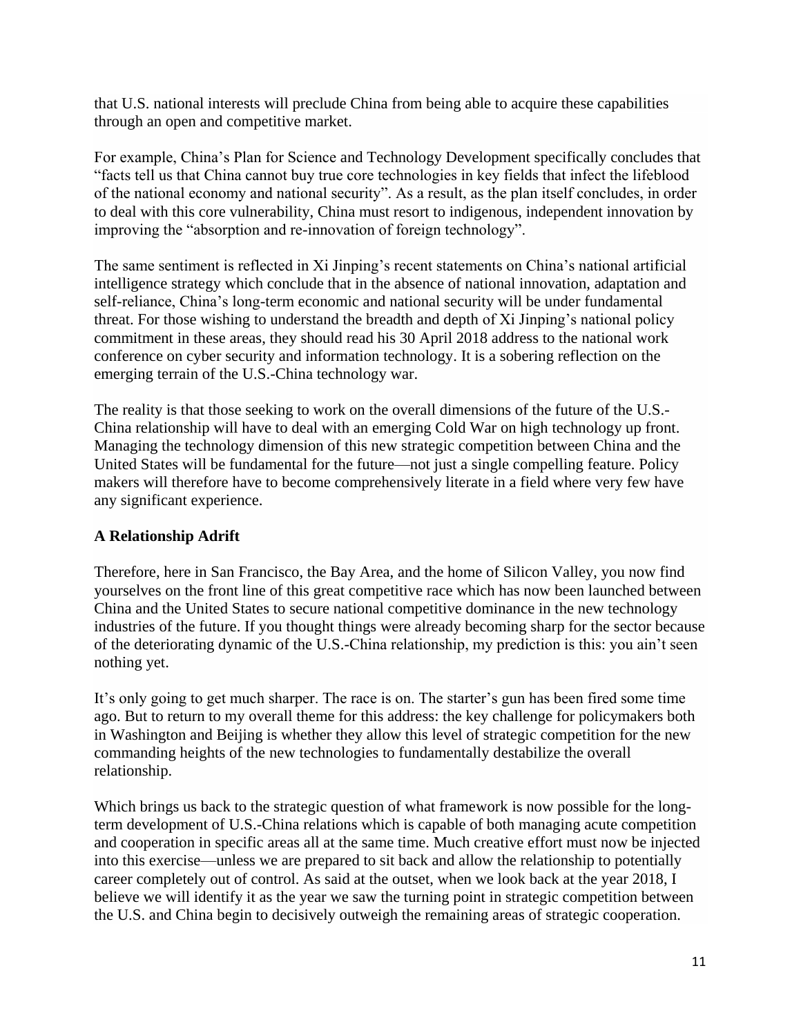that U.S. national interests will preclude China from being able to acquire these capabilities through an open and competitive market.

For example, China's Plan for Science and Technology Development specifically concludes that "facts tell us that China cannot buy true core technologies in key fields that infect the lifeblood of the national economy and national security". As a result, as the plan itself concludes, in order to deal with this core vulnerability, China must resort to indigenous, independent innovation by improving the "absorption and re-innovation of foreign technology".

The same sentiment is reflected in Xi Jinping's recent statements on China's national artificial intelligence strategy which conclude that in the absence of national innovation, adaptation and self-reliance, China's long-term economic and national security will be under fundamental threat. For those wishing to understand the breadth and depth of Xi Jinping's national policy commitment in these areas, they should read his 30 April 2018 address to the national work conference on cyber security and information technology. It is a sobering reflection on the emerging terrain of the U.S.-China technology war.

The reality is that those seeking to work on the overall dimensions of the future of the U.S.-China relationship will have to deal with an emerging Cold War on high technology up front. Managing the technology dimension of this new strategic competition between China and the United States will be fundamental for the future—not just a single compelling feature. Policy makers will therefore have to become comprehensively literate in a field where very few have any significant experience.

**A Relationship Adrift**

Therefore, here in San Francisco, the Bay Area, and the home of Silicon Valley, you now find yourselves on the front line of this great competitive race which has now been launched between China and the United States to secure national competitive dominance in the new technology industries of the future. If you thought things were already becoming sharp for the sector because of the deteriorating dynamic of the U.S.-China relationship, my prediction is this: you ain't seen nothing yet.

It's only going to get much sharper. The race is on. The starter's gun has been fired some time ago. But to return to my overall theme for this address: the key challenge for policymakers both in Washington and Beijing is whether they allow this level of strategic competition for the new commanding heights of the new technologies to fundamentally destabilize the overall relationship.

Which brings us back to the strategic question of what framework is now possible for the long-term development of U.S.-China relations which is capable of both managing acute competition and cooperation in specific areas all at the same time. Much creative effort must now be injected into this exercise—unless we are prepared to sit back and allow the relationship to potentially career completely out of control. As said at the outset, when we look back at the year 2018, I believe we will identify it as the year we saw the turning point in strategic competition between the U.S. and China begin to decisively outweigh the remaining areas of strategic cooperation.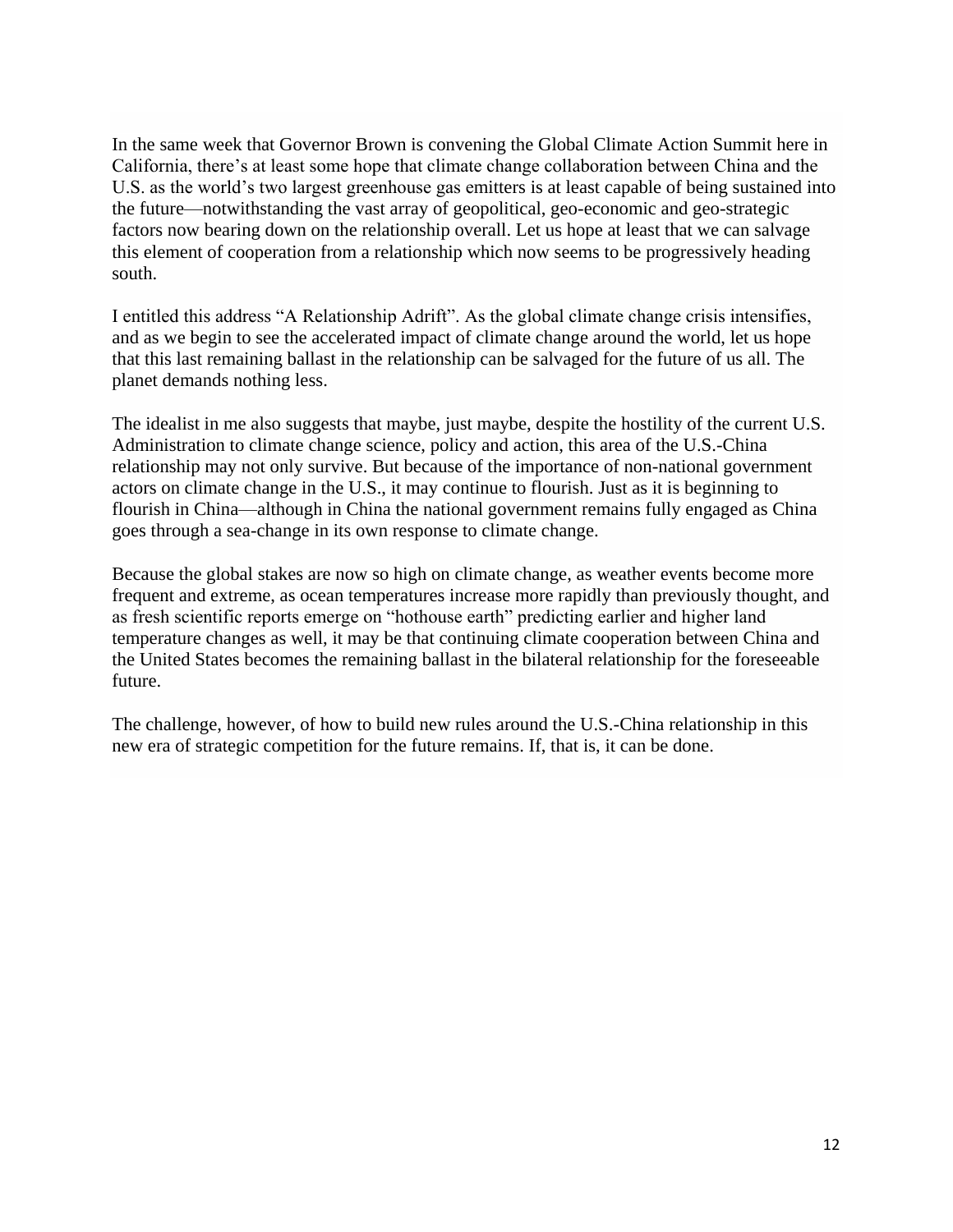In the same week that Governor Brown is convening the Global Climate Action Summit here in California, there's at least some hope that climate change collaboration between China and the U.S. as the world's two largest greenhouse gas emitters is at least capable of being sustained into the future—notwithstanding the vast array of geopolitical, geo-economic and geo-strategic factors now bearing down on the relationship overall. Let us hope at least that we can salvage this element of cooperation from a relationship which now seems to be progressively heading south.

I entitled this address "A Relationship Adrift". As the global climate change crisis intensifies, and as we begin to see the accelerated impact of climate change around the world, let us hope that this last remaining ballast in the relationship can be salvaged for the future of us all. The planet demands nothing less.

The idealist in me also suggests that maybe, just maybe, despite the hostility of the current U.S. Administration to climate change science, policy and action, this area of the U.S.-China relationship may not only survive. But because of the importance of non-national government actors on climate change in the U.S., it may continue to flourish. Just as it is beginning to flourish in China—although in China the national government remains fully engaged as China goes through a sea-change in its own response to climate change.

Because the global stakes are now so high on climate change, as weather events become more frequent and extreme, as ocean temperatures increase more rapidly than previously thought, and as fresh scientific reports emerge on "hothouse earth" predicting earlier and higher land temperature changes as well, it may be that continuing climate cooperation between China and the United States becomes the remaining ballast in the bilateral relationship for the foreseeable future.

The challenge, however, of how to build new rules around the U.S.-China relationship in this new era of strategic competition for the future remains. If, that is, it can be done.